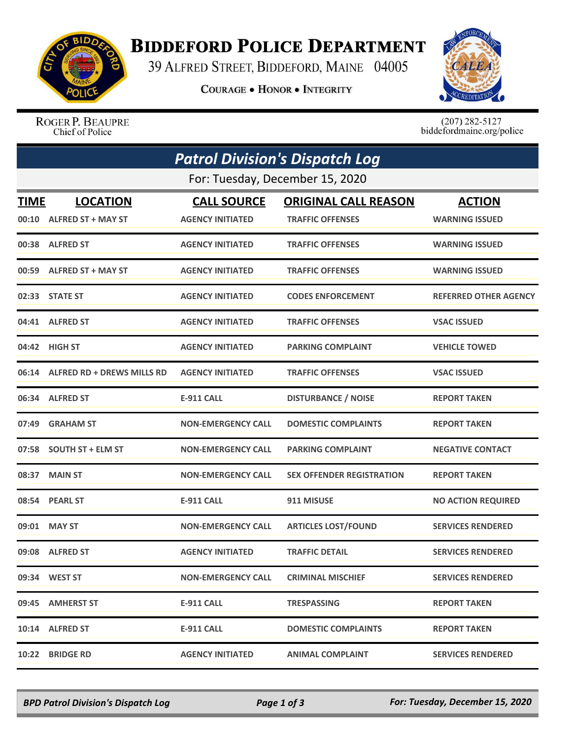# Biddeford Police Department

39 Alfred Street, Biddeford, Maine 04005

Courage • Honor • Integrity

Roger P. Beaupre
Chief of Police

(207) 282-5127
biddefordmaine.org/police

## Patrol Division's Dispatch Log

For: Tuesday, December 15, 2020

| TIME | LOCATION | CALL SOURCE | ORIGINAL CALL REASON | ACTION |
|---|---|---|---|---|
| 00:10 | ALFRED ST + MAY ST | AGENCY INITIATED | TRAFFIC OFFENSES | WARNING ISSUED |
| 00:38 | ALFRED ST | AGENCY INITIATED | TRAFFIC OFFENSES | WARNING ISSUED |
| 00:59 | ALFRED ST + MAY ST | AGENCY INITIATED | TRAFFIC OFFENSES | WARNING ISSUED |
| 02:33 | STATE ST | AGENCY INITIATED | CODES ENFORCEMENT | REFERRED OTHER AGENCY |
| 04:41 | ALFRED ST | AGENCY INITIATED | TRAFFIC OFFENSES | VSAC ISSUED |
| 04:42 | HIGH ST | AGENCY INITIATED | PARKING COMPLAINT | VEHICLE TOWED |
| 06:14 | ALFRED RD + DREWS MILLS RD | AGENCY INITIATED | TRAFFIC OFFENSES | VSAC ISSUED |
| 06:34 | ALFRED ST | E-911 CALL | DISTURBANCE / NOISE | REPORT TAKEN |
| 07:49 | GRAHAM ST | NON-EMERGENCY CALL | DOMESTIC COMPLAINTS | REPORT TAKEN |
| 07:58 | SOUTH ST + ELM ST | NON-EMERGENCY CALL | PARKING COMPLAINT | NEGATIVE CONTACT |
| 08:37 | MAIN ST | NON-EMERGENCY CALL | SEX OFFENDER REGISTRATION | REPORT TAKEN |
| 08:54 | PEARL ST | E-911 CALL | 911 MISUSE | NO ACTION REQUIRED |
| 09:01 | MAY ST | NON-EMERGENCY CALL | ARTICLES LOST/FOUND | SERVICES RENDERED |
| 09:08 | ALFRED ST | AGENCY INITIATED | TRAFFIC DETAIL | SERVICES RENDERED |
| 09:34 | WEST ST | NON-EMERGENCY CALL | CRIMINAL MISCHIEF | SERVICES RENDERED |
| 09:45 | AMHERST ST | E-911 CALL | TRESPASSING | REPORT TAKEN |
| 10:14 | ALFRED ST | E-911 CALL | DOMESTIC COMPLAINTS | REPORT TAKEN |
| 10:22 | BRIDGE RD | AGENCY INITIATED | ANIMAL COMPLAINT | SERVICES RENDERED |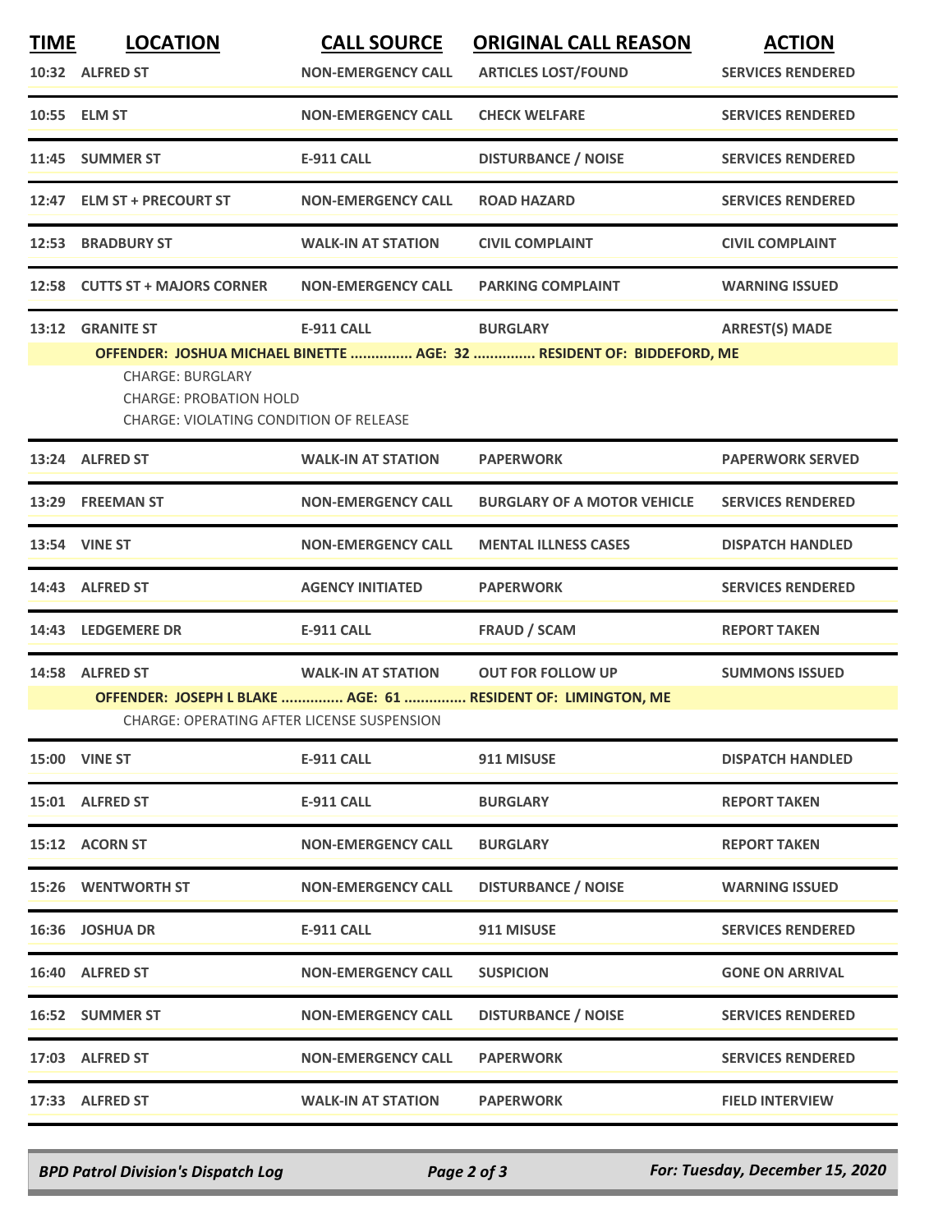| TIME | LOCATION | CALL SOURCE | ORIGINAL CALL REASON | ACTION |
|---|---|---|---|---|
| 10:32 | ALFRED ST | NON-EMERGENCY CALL | ARTICLES LOST/FOUND | SERVICES RENDERED |
| 10:55 | ELM ST | NON-EMERGENCY CALL | CHECK WELFARE | SERVICES RENDERED |
| 11:45 | SUMMER ST | E-911 CALL | DISTURBANCE / NOISE | SERVICES RENDERED |
| 12:47 | ELM ST + PRECOURT ST | NON-EMERGENCY CALL | ROAD HAZARD | SERVICES RENDERED |
| 12:53 | BRADBURY ST | WALK-IN AT STATION | CIVIL COMPLAINT | CIVIL COMPLAINT |
| 12:58 | CUTTS ST + MAJORS CORNER | NON-EMERGENCY CALL | PARKING COMPLAINT | WARNING ISSUED |
| 13:12 | GRANITE ST | E-911 CALL | BURGLARY | ARREST(S) MADE |

**OFFENDER: JOSHUA MICHAEL BINETTE ............... AGE: 32 ............... RESIDENT OF: BIDDEFORD, ME**

CHARGE: BURGLARY
CHARGE: PROBATION HOLD
CHARGE: VIOLATING CONDITION OF RELEASE

| TIME | LOCATION | CALL SOURCE | ORIGINAL CALL REASON | ACTION |
|---|---|---|---|---|
| 13:24 | ALFRED ST | WALK-IN AT STATION | PAPERWORK | PAPERWORK SERVED |
| 13:29 | FREEMAN ST | NON-EMERGENCY CALL | BURGLARY OF A MOTOR VEHICLE | SERVICES RENDERED |
| 13:54 | VINE ST | NON-EMERGENCY CALL | MENTAL ILLNESS CASES | DISPATCH HANDLED |
| 14:43 | ALFRED ST | AGENCY INITIATED | PAPERWORK | SERVICES RENDERED |
| 14:43 | LEDGEMERE DR | E-911 CALL | FRAUD / SCAM | REPORT TAKEN |
| 14:58 | ALFRED ST | WALK-IN AT STATION | OUT FOR FOLLOW UP | SUMMONS ISSUED |

**OFFENDER: JOSEPH L BLAKE ............... AGE: 61 ............... RESIDENT OF: LIMINGTON, ME**

CHARGE: OPERATING AFTER LICENSE SUSPENSION

| TIME | LOCATION | CALL SOURCE | ORIGINAL CALL REASON | ACTION |
|---|---|---|---|---|
| 15:00 | VINE ST | E-911 CALL | 911 MISUSE | DISPATCH HANDLED |
| 15:01 | ALFRED ST | E-911 CALL | BURGLARY | REPORT TAKEN |
| 15:12 | ACORN ST | NON-EMERGENCY CALL | BURGLARY | REPORT TAKEN |
| 15:26 | WENTWORTH ST | NON-EMERGENCY CALL | DISTURBANCE / NOISE | WARNING ISSUED |
| 16:36 | JOSHUA DR | E-911 CALL | 911 MISUSE | SERVICES RENDERED |
| 16:40 | ALFRED ST | NON-EMERGENCY CALL | SUSPICION | GONE ON ARRIVAL |
| 16:52 | SUMMER ST | NON-EMERGENCY CALL | DISTURBANCE / NOISE | SERVICES RENDERED |
| 17:03 | ALFRED ST | NON-EMERGENCY CALL | PAPERWORK | SERVICES RENDERED |
| 17:33 | ALFRED ST | WALK-IN AT STATION | PAPERWORK | FIELD INTERVIEW |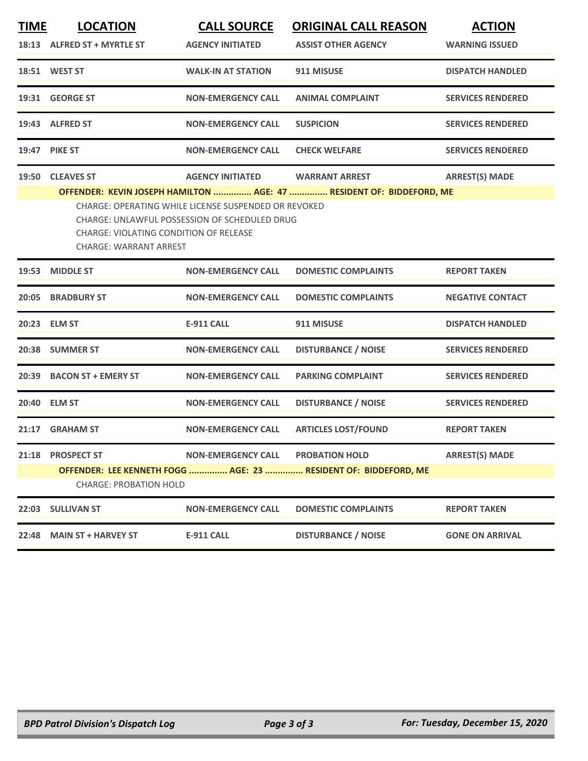| TIME | LOCATION | CALL SOURCE | ORIGINAL CALL REASON | ACTION |
|---|---|---|---|---|
| 18:13 | ALFRED ST + MYRTLE ST | AGENCY INITIATED | ASSIST OTHER AGENCY | WARNING ISSUED |
| 18:51 | WEST ST | WALK-IN AT STATION | 911 MISUSE | DISPATCH HANDLED |
| 19:31 | GEORGE ST | NON-EMERGENCY CALL | ANIMAL COMPLAINT | SERVICES RENDERED |
| 19:43 | ALFRED ST | NON-EMERGENCY CALL | SUSPICION | SERVICES RENDERED |
| 19:47 | PIKE ST | NON-EMERGENCY CALL | CHECK WELFARE | SERVICES RENDERED |
| 19:50 | CLEAVES ST | AGENCY INITIATED | WARRANT ARREST | ARREST(S) MADE |

**OFFENDER: KEVIN JOSEPH HAMILTON ............... AGE: 47 ............... RESIDENT OF: BIDDEFORD, ME**

CHARGE: OPERATING WHILE LICENSE SUSPENDED OR REVOKED
CHARGE: UNLAWFUL POSSESSION OF SCHEDULED DRUG
CHARGE: VIOLATING CONDITION OF RELEASE
CHARGE: WARRANT ARREST

| TIME | LOCATION | CALL SOURCE | ORIGINAL CALL REASON | ACTION |
|---|---|---|---|---|
| 19:53 | MIDDLE ST | NON-EMERGENCY CALL | DOMESTIC COMPLAINTS | REPORT TAKEN |
| 20:05 | BRADBURY ST | NON-EMERGENCY CALL | DOMESTIC COMPLAINTS | NEGATIVE CONTACT |
| 20:23 | ELM ST | E-911 CALL | 911 MISUSE | DISPATCH HANDLED |
| 20:38 | SUMMER ST | NON-EMERGENCY CALL | DISTURBANCE / NOISE | SERVICES RENDERED |
| 20:39 | BACON ST + EMERY ST | NON-EMERGENCY CALL | PARKING COMPLAINT | SERVICES RENDERED |
| 20:40 | ELM ST | NON-EMERGENCY CALL | DISTURBANCE / NOISE | SERVICES RENDERED |
| 21:17 | GRAHAM ST | NON-EMERGENCY CALL | ARTICLES LOST/FOUND | REPORT TAKEN |
| 21:18 | PROSPECT ST | NON-EMERGENCY CALL | PROBATION HOLD | ARREST(S) MADE |

**OFFENDER: LEE KENNETH FOGG ............... AGE: 23 ............... RESIDENT OF: BIDDEFORD, ME**

CHARGE: PROBATION HOLD

| TIME | LOCATION | CALL SOURCE | ORIGINAL CALL REASON | ACTION |
|---|---|---|---|---|
| 22:03 | SULLIVAN ST | NON-EMERGENCY CALL | DOMESTIC COMPLAINTS | REPORT TAKEN |
| 22:48 | MAIN ST + HARVEY ST | E-911 CALL | DISTURBANCE / NOISE | GONE ON ARRIVAL |